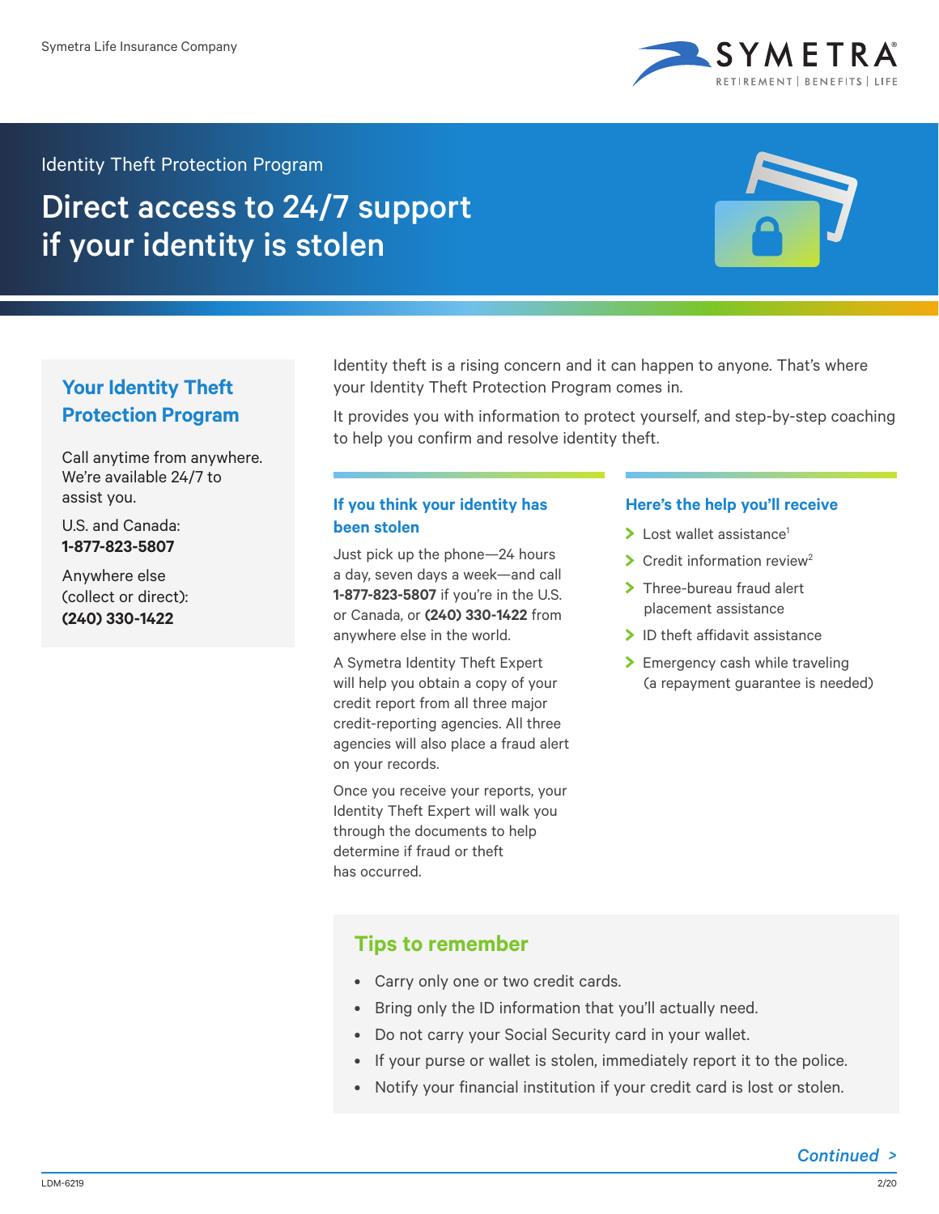Symetra Life Insurance Company

SYMETRA
RETIREMENT | BENEFITS | LIFE

Identity Theft Protection Program

# Direct access to 24/7 support if your identity is stolen

## Your Identity Theft Protection Program

Call anytime from anywhere. We're available 24/7 to assist you.

U.S. and Canada:
**1-877-823-5807**

Anywhere else (collect or direct):
**(240) 330-1422**

Identity theft is a rising concern and it can happen to anyone. That's where your Identity Theft Protection Program comes in.

It provides you with information to protect yourself, and step-by-step coaching to help you confirm and resolve identity theft.

### If you think your identity has been stolen

Just pick up the phone—24 hours a day, seven days a week—and call **1-877-823-5807** if you're in the U.S. or Canada, or **(240) 330-1422** from anywhere else in the world.

A Symetra Identity Theft Expert will help you obtain a copy of your credit report from all three major credit-reporting agencies. All three agencies will also place a fraud alert on your records.

Once you receive your reports, your Identity Theft Expert will walk you through the documents to help determine if fraud or theft has occurred.

### Here's the help you'll receive

- Lost wallet assistance[1]
- Credit information review[2]
- Three-bureau fraud alert placement assistance
- ID theft affidavit assistance
- Emergency cash while traveling (a repayment guarantee is needed)

## Tips to remember

- Carry only one or two credit cards.
- Bring only the ID information that you'll actually need.
- Do not carry your Social Security card in your wallet.
- If your purse or wallet is stolen, immediately report it to the police.
- Notify your financial institution if your credit card is lost or stolen.

*Continued >*

LDM-6219 2/20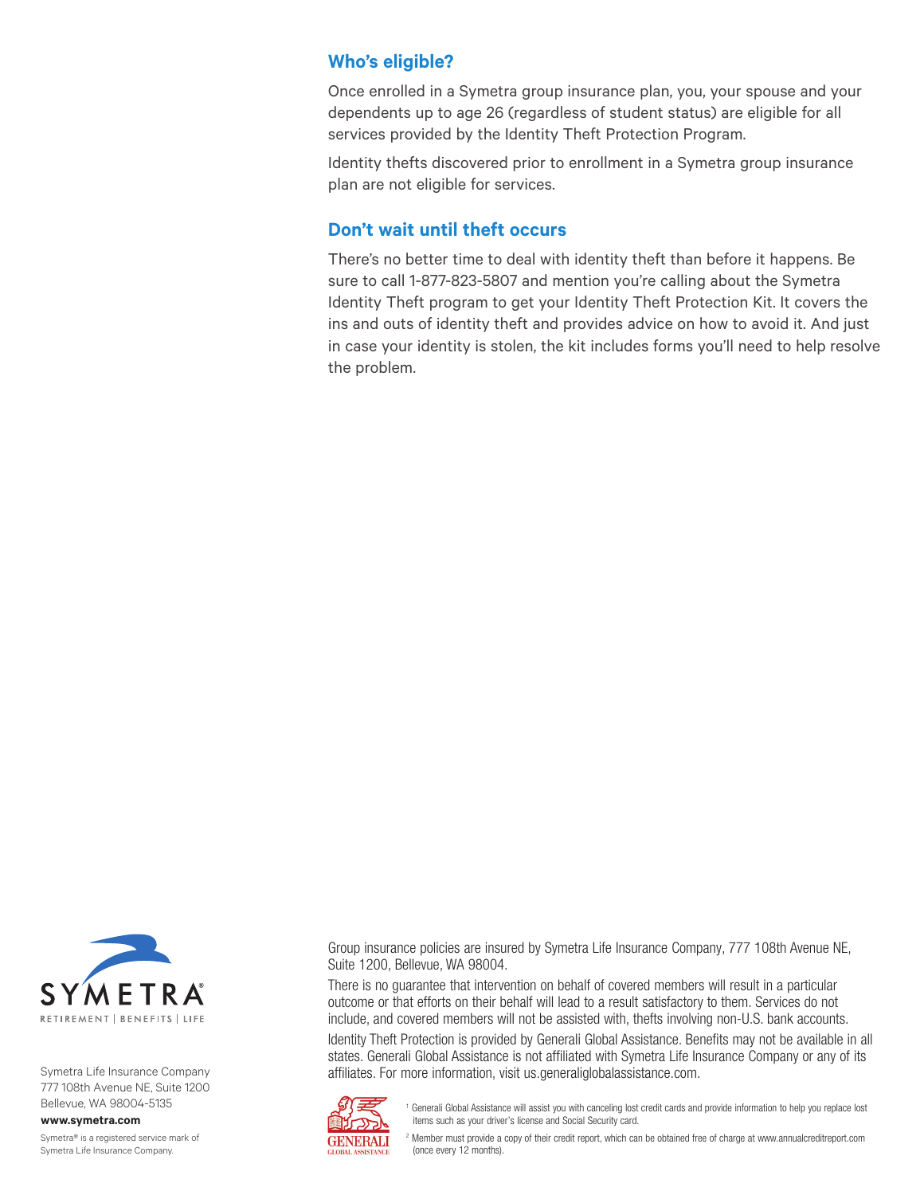## Who's eligible?

Once enrolled in a Symetra group insurance plan, you, your spouse and your dependents up to age 26 (regardless of student status) are eligible for all services provided by the Identity Theft Protection Program.

Identity thefts discovered prior to enrollment in a Symetra group insurance plan are not eligible for services.

## Don't wait until theft occurs

There's no better time to deal with identity theft than before it happens. Be sure to call 1-877-823-5807 and mention you're calling about the Symetra Identity Theft program to get your Identity Theft Protection Kit. It covers the ins and outs of identity theft and provides advice on how to avoid it. And just in case your identity is stolen, the kit includes forms you'll need to help resolve the problem.

Group insurance policies are insured by Symetra Life Insurance Company, 777 108th Avenue NE, Suite 1200, Bellevue, WA 98004.

There is no guarantee that intervention on behalf of covered members will result in a particular outcome or that efforts on their behalf will lead to a result satisfactory to them. Services do not include, and covered members will not be assisted with, thefts involving non-U.S. bank accounts.

Identity Theft Protection is provided by Generali Global Assistance. Benefits may not be available in all states. Generali Global Assistance is not affiliated with Symetra Life Insurance Company or any of its affiliates. For more information, visit us.generaliglobalassistance.com.

[1] Generali Global Assistance will assist you with canceling lost credit cards and provide information to help you replace lost items such as your driver's license and Social Security card.

[2] Member must provide a copy of their credit report, which can be obtained free of charge at www.annualcreditreport.com (once every 12 months).

SYMETRA
RETIREMENT | BENEFITS | LIFE

Symetra Life Insurance Company
777 108th Avenue NE, Suite 1200
Bellevue, WA 98004-5135

**www.symetra.com**

Symetra® is a registered service mark of Symetra Life Insurance Company.

GENERALI
GLOBAL ASSISTANCE